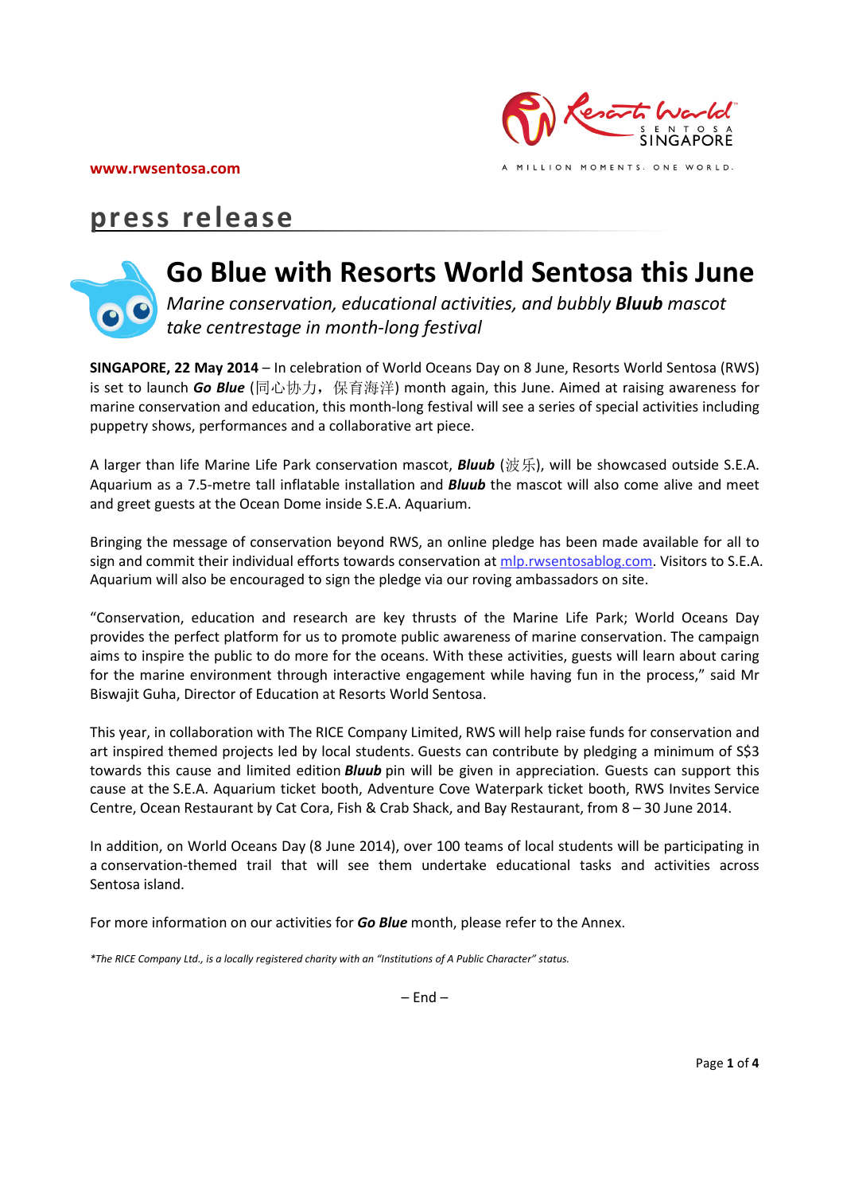www.rwsentosa.com

A MILLION MOMENTS. ONE WORLD.

press release

# Go Blue with Resorts World Sentosa this June

*Marine conservation, educational activities, and bubbly **Bluub** mascot take centrestage in month-long festival*

**SINGAPORE, 22 May 2014** – In celebration of World Oceans Day on 8 June, Resorts World Sentosa (RWS) is set to launch ***Go Blue*** (同心协力，保育海洋) month again, this June. Aimed at raising awareness for marine conservation and education, this month-long festival will see a series of special activities including puppetry shows, performances and a collaborative art piece.

A larger than life Marine Life Park conservation mascot, ***Bluub*** (波乐), will be showcased outside S.E.A. Aquarium as a 7.5-metre tall inflatable installation and ***Bluub*** the mascot will also come alive and meet and greet guests at the Ocean Dome inside S.E.A. Aquarium.

Bringing the message of conservation beyond RWS, an online pledge has been made available for all to sign and commit their individual efforts towards conservation at mlp.rwsentosablog.com. Visitors to S.E.A. Aquarium will also be encouraged to sign the pledge via our roving ambassadors on site.

"Conservation, education and research are key thrusts of the Marine Life Park; World Oceans Day provides the perfect platform for us to promote public awareness of marine conservation. The campaign aims to inspire the public to do more for the oceans. With these activities, guests will learn about caring for the marine environment through interactive engagement while having fun in the process," said Mr Biswajit Guha, Director of Education at Resorts World Sentosa.

This year, in collaboration with The RICE Company Limited, RWS will help raise funds for conservation and art inspired themed projects led by local students. Guests can contribute by pledging a minimum of S$3 towards this cause and limited edition ***Bluub*** pin will be given in appreciation. Guests can support this cause at the S.E.A. Aquarium ticket booth, Adventure Cove Waterpark ticket booth, RWS Invites Service Centre, Ocean Restaurant by Cat Cora, Fish & Crab Shack, and Bay Restaurant, from 8 – 30 June 2014.

In addition, on World Oceans Day (8 June 2014), over 100 teams of local students will be participating in a conservation-themed trail that will see them undertake educational tasks and activities across Sentosa island.

For more information on our activities for ***Go Blue*** month, please refer to the Annex.

*\*The RICE Company Ltd., is a locally registered charity with an "Institutions of A Public Character" status.*

– End –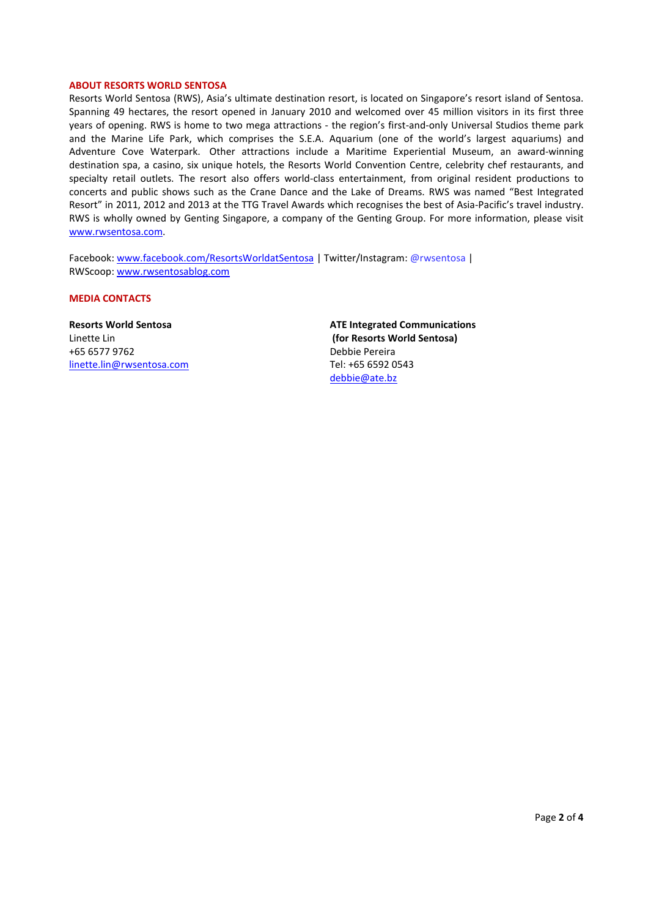## ABOUT RESORTS WORLD SENTOSA

Resorts World Sentosa (RWS), Asia's ultimate destination resort, is located on Singapore's resort island of Sentosa. Spanning 49 hectares, the resort opened in January 2010 and welcomed over 45 million visitors in its first three years of opening. RWS is home to two mega attractions - the region's first-and-only Universal Studios theme park and the Marine Life Park, which comprises the S.E.A. Aquarium (one of the world's largest aquariums) and Adventure Cove Waterpark. Other attractions include a Maritime Experiential Museum, an award-winning destination spa, a casino, six unique hotels, the Resorts World Convention Centre, celebrity chef restaurants, and specialty retail outlets. The resort also offers world-class entertainment, from original resident productions to concerts and public shows such as the Crane Dance and the Lake of Dreams. RWS was named "Best Integrated Resort" in 2011, 2012 and 2013 at the TTG Travel Awards which recognises the best of Asia-Pacific's travel industry. RWS is wholly owned by Genting Singapore, a company of the Genting Group. For more information, please visit www.rwsentosa.com.

Facebook: www.facebook.com/ResortsWorldatSentosa | Twitter/Instagram: @rwsentosa | RWScoop: www.rwsentosablog.com

## MEDIA CONTACTS

**Resorts World Sentosa**
Linette Lin
+65 6577 9762
linette.lin@rwsentosa.com

**ATE Integrated Communications**
**(for Resorts World Sentosa)**
Debbie Pereira
Tel: +65 6592 0543
debbie@ate.bz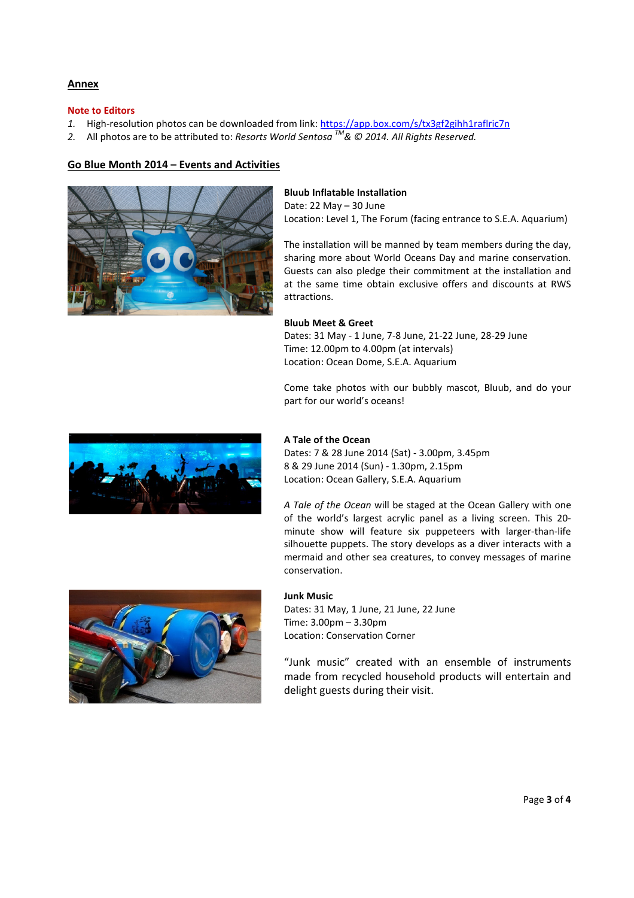**Annex**

**Note to Editors**

1. High-resolution photos can be downloaded from link: [https://app.box.com/s/tx3gf2gihh1raflric7n](https://app.box.com/s/tx3gf2gihh1raflric7n)
2. All photos are to be attributed to: *Resorts World Sentosa* ™*& © 2014. All Rights Reserved.*

## Go Blue Month 2014 – Events and Activities

**Bluub Inflatable Installation**
Date: 22 May – 30 June
Location: Level 1, The Forum (facing entrance to S.E.A. Aquarium)

The installation will be manned by team members during the day, sharing more about World Oceans Day and marine conservation. Guests can also pledge their commitment at the installation and at the same time obtain exclusive offers and discounts at RWS attractions.

**Bluub Meet & Greet**
Dates: 31 May - 1 June, 7-8 June, 21-22 June, 28-29 June
Time: 12.00pm to 4.00pm (at intervals)
Location: Ocean Dome, S.E.A. Aquarium

Come take photos with our bubbly mascot, Bluub, and do your part for our world's oceans!

**A Tale of the Ocean**
Dates: 7 & 28 June 2014 (Sat) - 3.00pm, 3.45pm
8 & 29 June 2014 (Sun) - 1.30pm, 2.15pm
Location: Ocean Gallery, S.E.A. Aquarium

*A Tale of the Ocean* will be staged at the Ocean Gallery with one of the world's largest acrylic panel as a living screen. This 20-minute show will feature six puppeteers with larger-than-life silhouette puppets. The story develops as a diver interacts with a mermaid and other sea creatures, to convey messages of marine conservation.

**Junk Music**
Dates: 31 May, 1 June, 21 June, 22 June
Time: 3.00pm – 3.30pm
Location: Conservation Corner

"Junk music" created with an ensemble of instruments made from recycled household products will entertain and delight guests during their visit.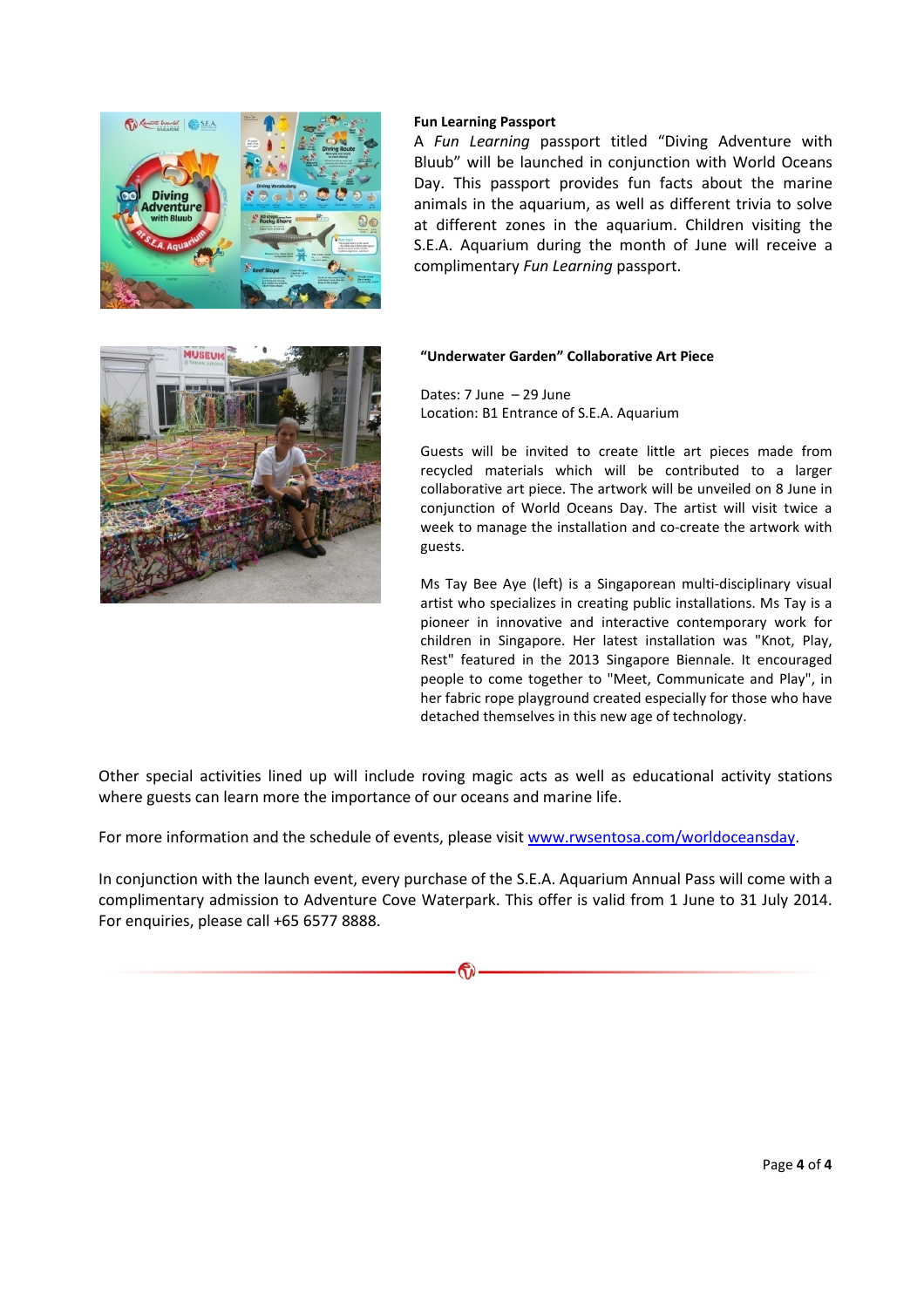**Fun Learning Passport**

A *Fun Learning* passport titled "Diving Adventure with Bluub" will be launched in conjunction with World Oceans Day. This passport provides fun facts about the marine animals in the aquarium, as well as different trivia to solve at different zones in the aquarium. Children visiting the S.E.A. Aquarium during the month of June will receive a complimentary *Fun Learning* passport.

**"Underwater Garden" Collaborative Art Piece**

Dates: 7 June – 29 June
Location: B1 Entrance of S.E.A. Aquarium

Guests will be invited to create little art pieces made from recycled materials which will be contributed to a larger collaborative art piece. The artwork will be unveiled on 8 June in conjunction of World Oceans Day. The artist will visit twice a week to manage the installation and co-create the artwork with guests.

Ms Tay Bee Aye (left) is a Singaporean multi-disciplinary visual artist who specializes in creating public installations. Ms Tay is a pioneer in innovative and interactive contemporary work for children in Singapore. Her latest installation was "Knot, Play, Rest" featured in the 2013 Singapore Biennale. It encouraged people to come together to "Meet, Communicate and Play", in her fabric rope playground created especially for those who have detached themselves in this new age of technology.

Other special activities lined up will include roving magic acts as well as educational activity stations where guests can learn more the importance of our oceans and marine life.

For more information and the schedule of events, please visit www.rwsentosa.com/worldoceansday.

In conjunction with the launch event, every purchase of the S.E.A. Aquarium Annual Pass will come with a complimentary admission to Adventure Cove Waterpark. This offer is valid from 1 June to 31 July 2014. For enquiries, please call +65 6577 8888.